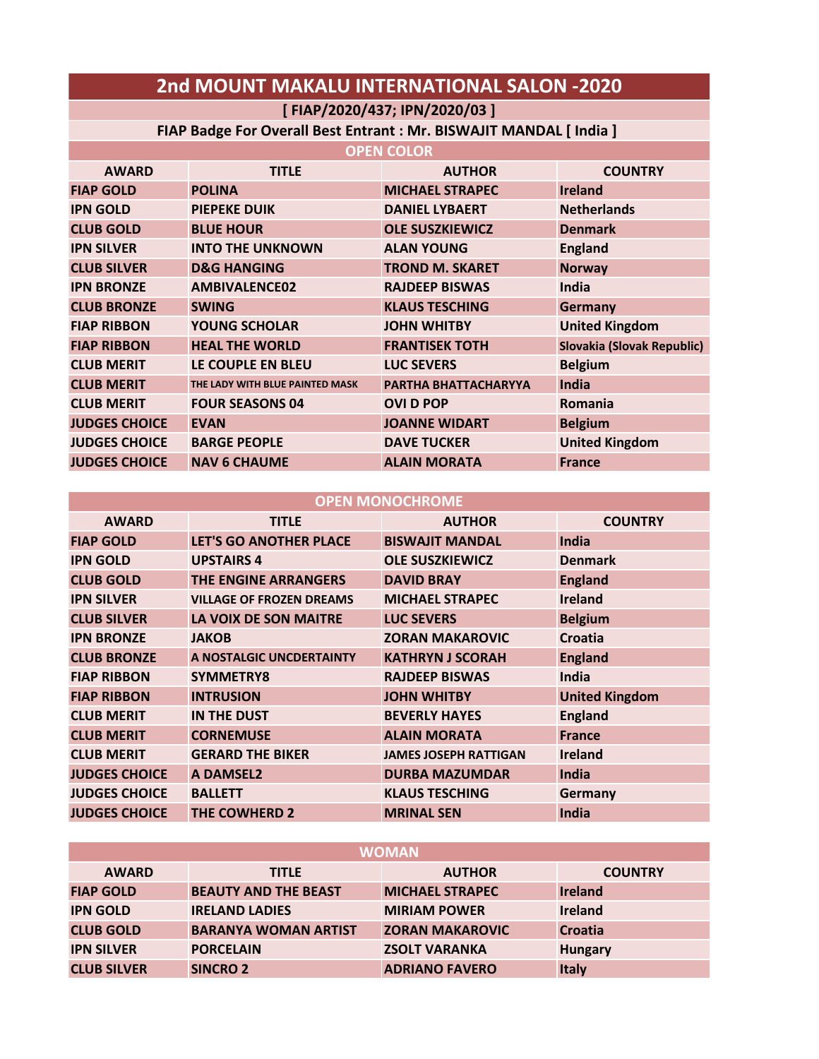# 2nd MOUNT MAKALU INTERNATIONAL SALON -2020

**[ FIAP/2020/437; IPN/2020/03 ]**

**FIAP Badge For Overall Best Entrant : Mr. BISWAJIT MANDAL [ India ]**

## OPEN COLOR

| AWARD | TITLE | AUTHOR | COUNTRY |
|---|---|---|---|
| FIAP GOLD | POLINA | MICHAEL STRAPEC | Ireland |
| IPN GOLD | PIEPEKE DUIK | DANIEL LYBAERT | Netherlands |
| CLUB GOLD | BLUE HOUR | OLE SUSZKIEWICZ | Denmark |
| IPN SILVER | INTO THE UNKNOWN | ALAN YOUNG | England |
| CLUB SILVER | D&G HANGING | TROND M. SKARET | Norway |
| IPN BRONZE | AMBIVALENCE02 | RAJDEEP BISWAS | India |
| CLUB BRONZE | SWING | KLAUS TESCHING | Germany |
| FIAP RIBBON | YOUNG SCHOLAR | JOHN WHITBY | United Kingdom |
| FIAP RIBBON | HEAL THE WORLD | FRANTISEK TOTH | Slovakia (Slovak Republic) |
| CLUB MERIT | LE COUPLE EN BLEU | LUC SEVERS | Belgium |
| CLUB MERIT | THE LADY WITH BLUE PAINTED MASK | PARTHA BHATTACHARYYA | India |
| CLUB MERIT | FOUR SEASONS 04 | OVI D POP | Romania |
| JUDGES CHOICE | EVAN | JOANNE WIDART | Belgium |
| JUDGES CHOICE | BARGE PEOPLE | DAVE TUCKER | United Kingdom |
| JUDGES CHOICE | NAV 6 CHAUME | ALAIN MORATA | France |

## OPEN MONOCHROME

| AWARD | TITLE | AUTHOR | COUNTRY |
|---|---|---|---|
| FIAP GOLD | LET'S GO ANOTHER PLACE | BISWAJIT MANDAL | India |
| IPN GOLD | UPSTAIRS 4 | OLE SUSZKIEWICZ | Denmark |
| CLUB GOLD | THE ENGINE ARRANGERS | DAVID BRAY | England |
| IPN SILVER | VILLAGE OF FROZEN DREAMS | MICHAEL STRAPEC | Ireland |
| CLUB SILVER | LA VOIX DE SON MAITRE | LUC SEVERS | Belgium |
| IPN BRONZE | JAKOB | ZORAN MAKAROVIC | Croatia |
| CLUB BRONZE | A NOSTALGIC UNCDERTAINTY | KATHRYN J SCORAH | England |
| FIAP RIBBON | SYMMETRY8 | RAJDEEP BISWAS | India |
| FIAP RIBBON | INTRUSION | JOHN WHITBY | United Kingdom |
| CLUB MERIT | IN THE DUST | BEVERLY HAYES | England |
| CLUB MERIT | CORNEMUSE | ALAIN MORATA | France |
| CLUB MERIT | GERARD THE BIKER | JAMES JOSEPH RATTIGAN | Ireland |
| JUDGES CHOICE | A DAMSEL2 | DURBA MAZUMDAR | India |
| JUDGES CHOICE | BALLETT | KLAUS TESCHING | Germany |
| JUDGES CHOICE | THE COWHERD 2 | MRINAL SEN | India |

## WOMAN

| AWARD | TITLE | AUTHOR | COUNTRY |
|---|---|---|---|
| FIAP GOLD | BEAUTY AND THE BEAST | MICHAEL STRAPEC | Ireland |
| IPN GOLD | IRELAND LADIES | MIRIAM POWER | Ireland |
| CLUB GOLD | BARANYA WOMAN ARTIST | ZORAN MAKAROVIC | Croatia |
| IPN SILVER | PORCELAIN | ZSOLT VARANKA | Hungary |
| CLUB SILVER | SINCRO 2 | ADRIANO FAVERO | Italy |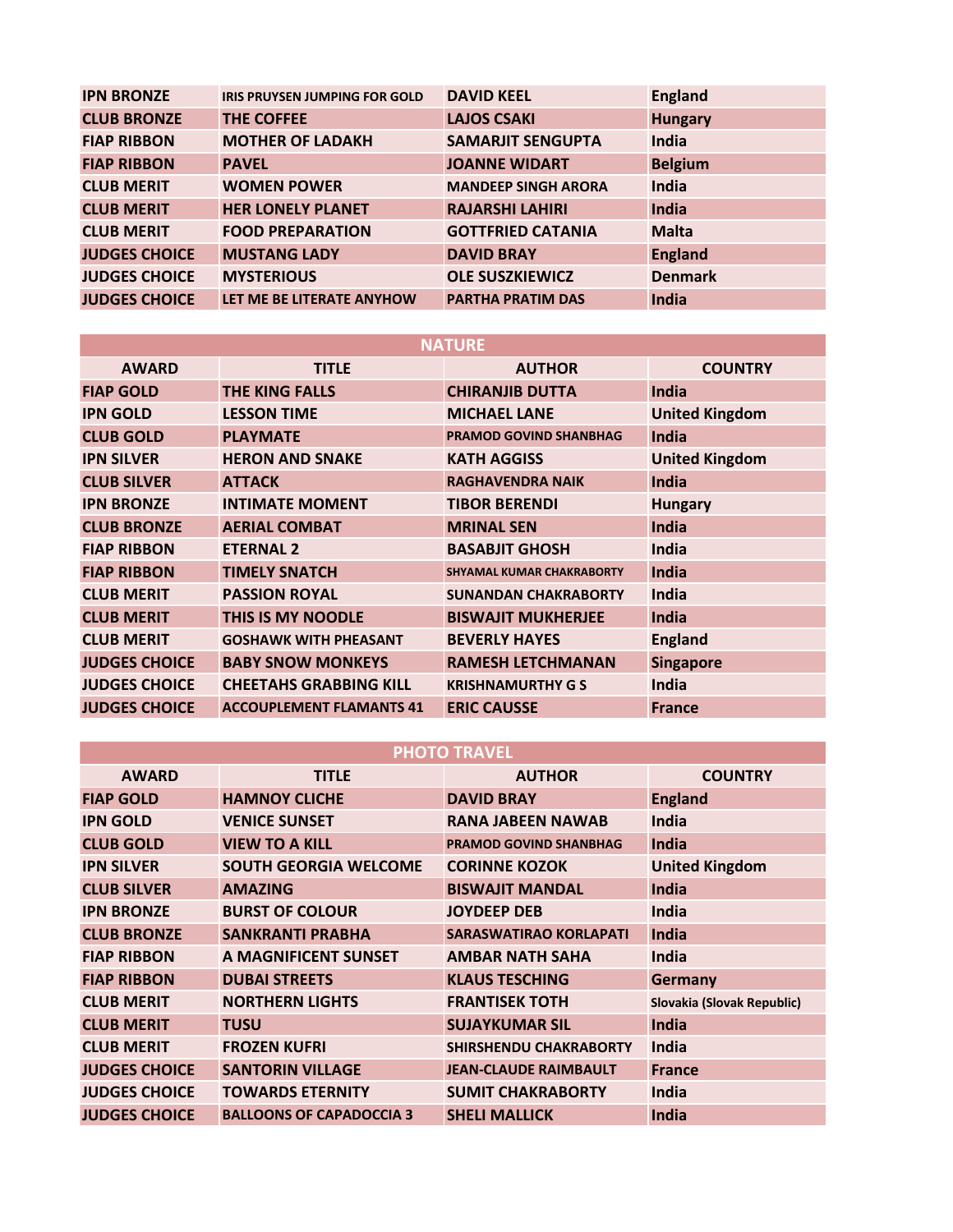| | | | |
|---|---|---|---|
| IPN BRONZE | IRIS PRUYSEN JUMPING FOR GOLD | DAVID KEEL | England |
| CLUB BRONZE | THE COFFEE | LAJOS CSAKI | Hungary |
| FIAP RIBBON | MOTHER OF LADAKH | SAMARJIT SENGUPTA | India |
| FIAP RIBBON | PAVEL | JOANNE WIDART | Belgium |
| CLUB MERIT | WOMEN POWER | MANDEEP SINGH ARORA | India |
| CLUB MERIT | HER LONELY PLANET | RAJARSHI LAHIRI | India |
| CLUB MERIT | FOOD PREPARATION | GOTTFRIED CATANIA | Malta |
| JUDGES CHOICE | MUSTANG LADY | DAVID BRAY | England |
| JUDGES CHOICE | MYSTERIOUS | OLE SUSZKIEWICZ | Denmark |
| JUDGES CHOICE | LET ME BE LITERATE ANYHOW | PARTHA PRATIM DAS | India |

## NATURE

| AWARD | TITLE | AUTHOR | COUNTRY |
|---|---|---|---|
| FIAP GOLD | THE KING FALLS | CHIRANJIB DUTTA | India |
| IPN GOLD | LESSON TIME | MICHAEL LANE | United Kingdom |
| CLUB GOLD | PLAYMATE | PRAMOD GOVIND SHANBHAG | India |
| IPN SILVER | HERON AND SNAKE | KATH AGGISS | United Kingdom |
| CLUB SILVER | ATTACK | RAGHAVENDRA NAIK | India |
| IPN BRONZE | INTIMATE MOMENT | TIBOR BERENDI | Hungary |
| CLUB BRONZE | AERIAL COMBAT | MRINAL SEN | India |
| FIAP RIBBON | ETERNAL 2 | BASABJIT GHOSH | India |
| FIAP RIBBON | TIMELY SNATCH | SHYAMAL KUMAR CHAKRABORTY | India |
| CLUB MERIT | PASSION ROYAL | SUNANDAN CHAKRABORTY | India |
| CLUB MERIT | THIS IS MY NOODLE | BISWAJIT MUKHERJEE | India |
| CLUB MERIT | GOSHAWK WITH PHEASANT | BEVERLY HAYES | England |
| JUDGES CHOICE | BABY SNOW MONKEYS | RAMESH LETCHMANAN | Singapore |
| JUDGES CHOICE | CHEETAHS GRABBING KILL | KRISHNAMURTHY G S | India |
| JUDGES CHOICE | ACCOUPLEMENT FLAMANTS 41 | ERIC CAUSSE | France |

## PHOTO TRAVEL

| AWARD | TITLE | AUTHOR | COUNTRY |
|---|---|---|---|
| FIAP GOLD | HAMNOY CLICHE | DAVID BRAY | England |
| IPN GOLD | VENICE SUNSET | RANA JABEEN NAWAB | India |
| CLUB GOLD | VIEW TO A KILL | PRAMOD GOVIND SHANBHAG | India |
| IPN SILVER | SOUTH GEORGIA WELCOME | CORINNE KOZOK | United Kingdom |
| CLUB SILVER | AMAZING | BISWAJIT MANDAL | India |
| IPN BRONZE | BURST OF COLOUR | JOYDEEP DEB | India |
| CLUB BRONZE | SANKRANTI PRABHA | SARASWATIRAO KORLAPATI | India |
| FIAP RIBBON | A MAGNIFICENT SUNSET | AMBAR NATH SAHA | India |
| FIAP RIBBON | DUBAI STREETS | KLAUS TESCHING | Germany |
| CLUB MERIT | NORTHERN LIGHTS | FRANTISEK TOTH | Slovakia (Slovak Republic) |
| CLUB MERIT | TUSU | SUJAYKUMAR SIL | India |
| CLUB MERIT | FROZEN KUFRI | SHIRSHENDU CHAKRABORTY | India |
| JUDGES CHOICE | SANTORIN VILLAGE | JEAN-CLAUDE RAIMBAULT | France |
| JUDGES CHOICE | TOWARDS ETERNITY | SUMIT CHAKRABORTY | India |
| JUDGES CHOICE | BALLOONS OF CAPADOCCIA 3 | SHELI MALLICK | India |